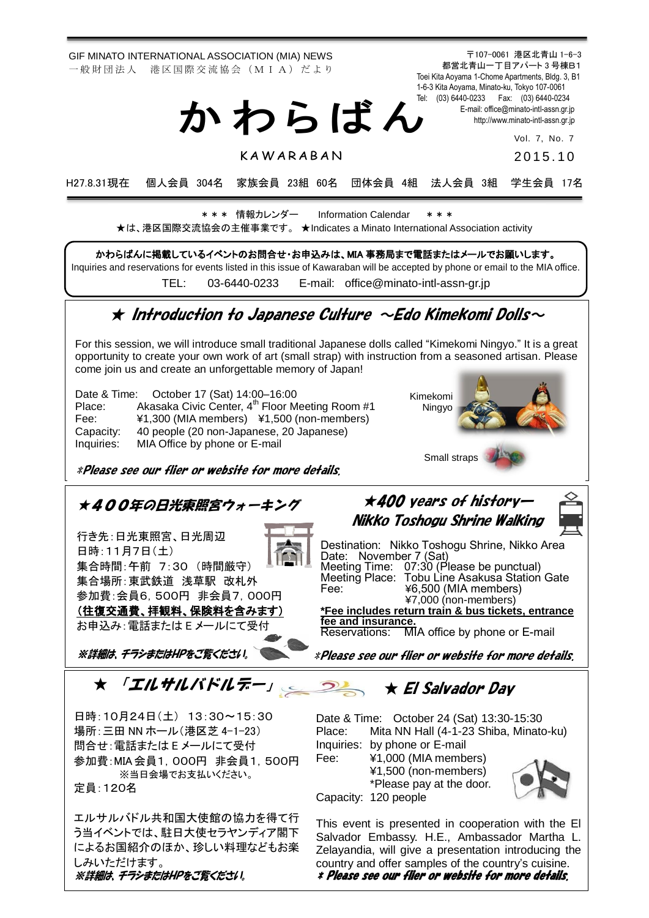GIF MINATO INTERNATIONAL ASSOCIATION (MIA) NEWS
一般財団法人　港区国際交流協会（ＭＩＡ）だより

〒107-0061 港区北青山 1-6-3
都営北青山一丁目アパート 3 号棟B1
Toei Kita Aoyama 1-Chome Apartments, Bldg. 3, B1
1-6-3 Kita Aoyama, Minato-ku, Tokyo 107-0061
Tel: (03) 6440-0233　Fax: (03) 6440-0234
E-mail: office@minato-intl-assn.gr.jp
http://www.minato-intl-assn.gr.jp

# かわらばん

KAWARABAN

Vol. 7, No. 7
2015.10

H27.8.31現在　個人会員 304名　家族会員 23組 60名　団体会員 4組　法人会員 3組　学生会員 17名

＊＊＊ 情報カレンダー　Information Calendar ＊＊＊

★は、港区国際交流協会の主催事業です。 ★Indicates a Minato International Association activity

**かわらばんに掲載しているイベントのお問合せ・お申込みは、MIA 事務局まで電話またはメールでお願いします。**
Inquiries and reservations for events listed in this issue of Kawaraban will be accepted by phone or email to the MIA office.
TEL: 03-6440-0233　E-mail: office@minato-intl-assn-gr.jp

## ★ Introduction to Japanese Culture 〜Edo Kimekomi Dolls〜

For this session, we will introduce small traditional Japanese dolls called "Kimekomi Ningyo." It is a great opportunity to create your own work of art (small strap) with instruction from a seasoned artisan. Please come join us and create an unforgettable memory of Japan!

Date & Time: October 17 (Sat) 14:00–16:00
Place: Akasaka Civic Center, 4th Floor Meeting Room #1
Fee: ¥1,300 (MIA members)　¥1,500 (non-members)
Capacity: 40 people (20 non-Japanese, 20 Japanese)
Inquiries: MIA Office by phone or E-mail

Kimekomi Ningyo

Small straps

*\*Please see our flier or website for more details.*

## ★４００年の日光東照宮ウォーキング

行き先：日光東照宮、日光周辺
日時：11月7日（土）
集合時間：午前 7：30 （時間厳守）
集合場所：東武鉄道 浅草駅 改札外
参加費：会員6，500円 非会員7，000円
**（往復交通費、拝観料、保険料を含みます）**
お申込み：電話またはＥメールにて受付

*※詳細は、チラシまたはHPをご覧ください。*

## ★400 years of history— Nikko Toshogu Shrine Walking

Destination: Nikko Toshogu Shrine, Nikko Area
Date: November 7 (Sat)
Meeting Time: 07:30 (Please be punctual)
Meeting Place: Tobu Line Asakusa Station Gate
Fee: ¥6,500 (MIA members)
¥7,000 (non-members)
**\*Fee includes return train & bus tickets, entrance fee and insurance.**
Reservations: MIA office by phone or E-mail

*\*Please see our flier or website for more details.*

## ★ 「エルサルバドルデー」

日時：10月24日（土） 13：30〜15：30
場所：三田 NN ホール（港区芝 4-1-23）
問合せ：電話またはＥメールにて受付
参加費：MIA 会員1，000円 非会員1，500円
※当日会場でお支払いください。
定員：120名

エルサルバドル共和国大使館の協力を得て行う当イベントでは、駐日大使セラヤンディア閣下によるお国紹介のほか、珍しい料理などもお楽しみいただけます。
*※詳細は、チラシまたはHPをご覧ください。*

## ★ El Salvador Day

Date & Time: October 24 (Sat) 13:30-15:30
Place: Mita NN Hall (4-1-23 Shiba, Minato-ku)
Inquiries: by phone or E-mail
Fee: ¥1,000 (MIA members)
¥1,500 (non-members)
\*Please pay at the door.
Capacity: 120 people

This event is presented in cooperation with the El Salvador Embassy. H.E., Ambassador Martha L. Zelayandia, will give a presentation introducing the country and offer samples of the country's cuisine.
*\* Please see our flier or website for more details.*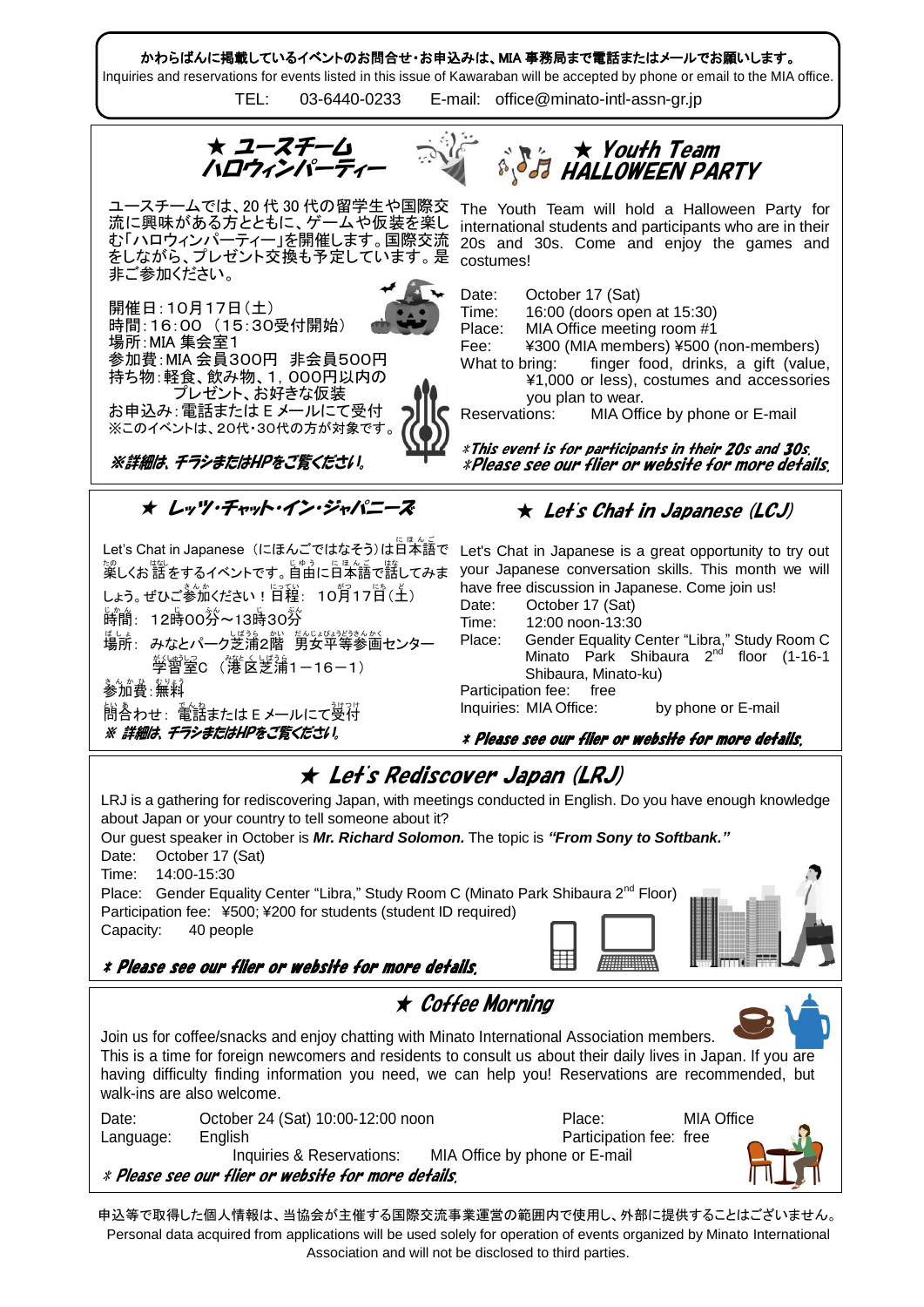かわらばんに掲載しているイベントのお問合せ・お申込みは、MIA 事務局まで電話またはメールでお願いします。
Inquiries and reservations for events listed in this issue of Kawaraban will be accepted by phone or email to the MIA office.
TEL: 03-6440-0233 E-mail: office@minato-intl-assn-gr.jp

## ★ ユースチーム ハロウィンパーティー

ユースチームでは、20 代 30 代の留学生や国際交流に興味がある方とともに、ゲームや仮装を楽しむ「ハロウィンパーティー」を開催します。国際交流をしながら、プレゼント交換も予定しています。是非ご参加ください。

開催日：10月17日（土）
時間：16：00 （15：30受付開始）
場所：MIA 集会室1
参加費：MIA 会員300円 非会員500円
持ち物：軽食、飲み物、1，000円以内のプレゼント、お好きな仮装
お申込み：電話または E メールにて受付
※このイベントは、20代・30代の方が対象です。

***※詳細は、チラシまたはHPをご覧ください。***

## ★ Youth Team HALLOWEEN PARTY

The Youth Team will hold a Halloween Party for international students and participants who are in their 20s and 30s. Come and enjoy the games and costumes!

Date: October 17 (Sat)
Time: 16:00 (doors open at 15:30)
Place: MIA Office meeting room #1
Fee: ¥300 (MIA members) ¥500 (non-members)
What to bring: finger food, drinks, a gift (value, ¥1,000 or less), costumes and accessories you plan to wear.
Reservations: MIA Office by phone or E-mail

***\*This event is for participants in their 20s and 30s.***
***\*Please see our flier or website for more details.***

## ★ レッツ・チャット・イン・ジャパニーズ

Let's Chat in Japanese（にほんごではなそう）は日本語で楽しくお話をするイベントです。自由に日本語で話してみましょう。ぜひご参加ください！日程： 10月17日（土）
時間： 12時00分～13時30分
場所： みなとパーク芝浦2階 男女平等参画センター学習室C（港区芝浦1－16－1）
参加費：無料
問合わせ： 電話または E メールにて受付
***※ 詳細は、チラシまたはHPをご覧ください。***

## ★ Let's Chat in Japanese (LCJ)

Let's Chat in Japanese is a great opportunity to try out your Japanese conversation skills. This month we will have free discussion in Japanese. Come join us!
Date: October 17 (Sat)
Time: 12:00 noon-13:30
Place: Gender Equality Center "Libra," Study Room C Minato Park Shibaura 2nd floor (1-16-1 Shibaura, Minato-ku)
Participation fee: free
Inquiries: MIA Office: by phone or E-mail

***\* Please see our flier or website for more details.***

## ★ Let's Rediscover Japan (LRJ)

LRJ is a gathering for rediscovering Japan, with meetings conducted in English. Do you have enough knowledge about Japan or your country to tell someone about it?
Our guest speaker in October is ***Mr. Richard Solomon.*** The topic is ***"From Sony to Softbank."***
Date: October 17 (Sat)
Time: 14:00-15:30
Place: Gender Equality Center "Libra," Study Room C (Minato Park Shibaura 2nd Floor)
Participation fee: ¥500; ¥200 for students (student ID required)
Capacity: 40 people

***\* Please see our flier or website for more details.***

## ★ Coffee Morning

Join us for coffee/snacks and enjoy chatting with Minato International Association members.
This is a time for foreign newcomers and residents to consult us about their daily lives in Japan. If you are having difficulty finding information you need, we can help you! Reservations are recommended, but walk-ins are also welcome.

Date: October 24 (Sat) 10:00-12:00 noon
Place: MIA Office
Language: English
Participation fee: free
Inquiries & Reservations: MIA Office by phone or E-mail
***\* Please see our flier or website for more details.***

申込等で取得した個人情報は、当協会が主催する国際交流事業運営の範囲内で使用し、外部に提供することはございません。
Personal data acquired from applications will be used solely for operation of events organized by Minato International Association and will not be disclosed to third parties.